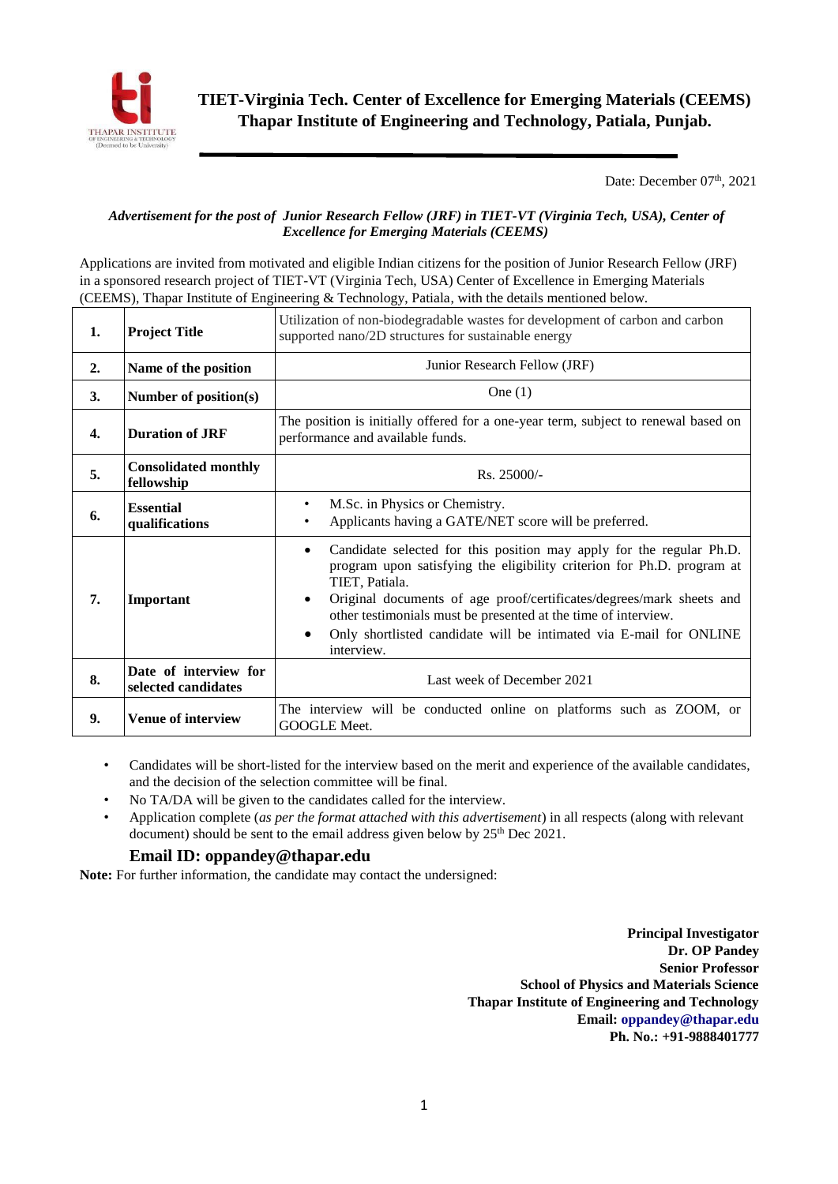# TIET-Virginia Tech. Center of Excellence for Emerging Materials (CEEMS)
## Thapar Institute of Engineering and Technology, Patiala, Punjab.

Date: December 07th, 2021

***Advertisement for the post of Junior Research Fellow (JRF) in TIET-VT (Virginia Tech, USA), Center of Excellence for Emerging Materials (CEEMS)***

Applications are invited from motivated and eligible Indian citizens for the position of Junior Research Fellow (JRF) in a sponsored research project of TIET-VT (Virginia Tech, USA) Center of Excellence in Emerging Materials (CEEMS), Thapar Institute of Engineering & Technology, Patiala, with the details mentioned below.

| | | |
|---|---|---|
| **1.** | **Project Title** | Utilization of non-biodegradable wastes for development of carbon and carbon supported nano/2D structures for sustainable energy |
| **2.** | **Name of the position** | Junior Research Fellow (JRF) |
| **3.** | **Number of position(s)** | One (1) |
| **4.** | **Duration of JRF** | The position is initially offered for a one-year term, subject to renewal based on performance and available funds. |
| **5.** | **Consolidated monthly fellowship** | Rs. 25000/- |
| **6.** | **Essential qualifications** | • M.Sc. in Physics or Chemistry.<br>• Applicants having a GATE/NET score will be preferred. |
| **7.** | **Important** | • Candidate selected for this position may apply for the regular Ph.D. program upon satisfying the eligibility criterion for Ph.D. program at TIET, Patiala.<br>• Original documents of age proof/certificates/degrees/mark sheets and other testimonials must be presented at the time of interview.<br>• Only shortlisted candidate will be intimated via E-mail for ONLINE interview. |
| **8.** | **Date of interview for selected candidates** | Last week of December 2021 |
| **9.** | **Venue of interview** | The interview will be conducted online on platforms such as ZOOM, or GOOGLE Meet. |

- Candidates will be short-listed for the interview based on the merit and experience of the available candidates, and the decision of the selection committee will be final.
- No TA/DA will be given to the candidates called for the interview.
- Application complete (*as per the format attached with this advertisement*) in all respects (along with relevant document) should be sent to the email address given below by 25th Dec 2021.

**Email ID: oppandey@thapar.edu**

**Note:** For further information, the candidate may contact the undersigned:

**Principal Investigator**
**Dr. OP Pandey**
**Senior Professor**
**School of Physics and Materials Science**
**Thapar Institute of Engineering and Technology**
**Email: oppandey@thapar.edu**
**Ph. No.: +91-9888401777**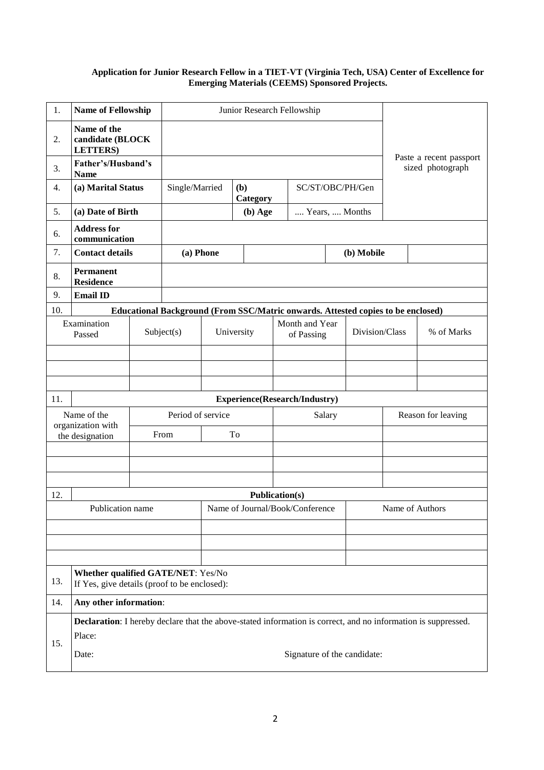**Application for Junior Research Fellow in a TIET-VT (Virginia Tech, USA) Center of Excellence for Emerging Materials (CEEMS) Sponsored Projects.**

| | | | | | |
|---|---|---|---|---|---|
| 1. | **Name of Fellowship** | Junior Research Fellowship | | | Paste a recent passport sized photograph |
| 2. | **Name of the candidate (BLOCK LETTERS)** | | | | |
| 3. | **Father's/Husband's Name** | | | | |
| 4. | **(a) Marital Status** | Single/Married | **(b) Category** | SC/ST/OBC/PH/Gen | |
| 5. | **(a) Date of Birth** | | **(b) Age** | .... Years, .... Months | |
| 6. | **Address for communication** | | | | |
| 7. | **Contact details** | **(a) Phone** | | **(b) Mobile** | |
| 8. | **Permanent Residence** | | | | |
| 9. | **Email ID** | | | | |

**10. Educational Background (From SSC/Matric onwards. Attested copies to be enclosed)**

| Examination Passed | Subject(s) | University | Month and Year of Passing | Division/Class | % of Marks |
|---|---|---|---|---|---|
| | | | | | |
| | | | | | |
| | | | | | |

**11. Experience(Research/Industry)**

| Name of the organization with the designation | Period of service | | Salary | Reason for leaving |
|---|---|---|---|---|
| | From | To | | |
| | | | | |
| | | | | |
| | | | | |

**12. Publication(s)**

| Publication name | Name of Journal/Book/Conference | Name of Authors |
|---|---|---|
| | | |
| | | |
| | | |

13. **Whether qualified GATE/NET**: Yes/No
If Yes, give details (proof to be enclosed):

14. **Any other information**:

15. **Declaration**: I hereby declare that the above-stated information is correct, and no information is suppressed.

Place:

Date: Signature of the candidate: